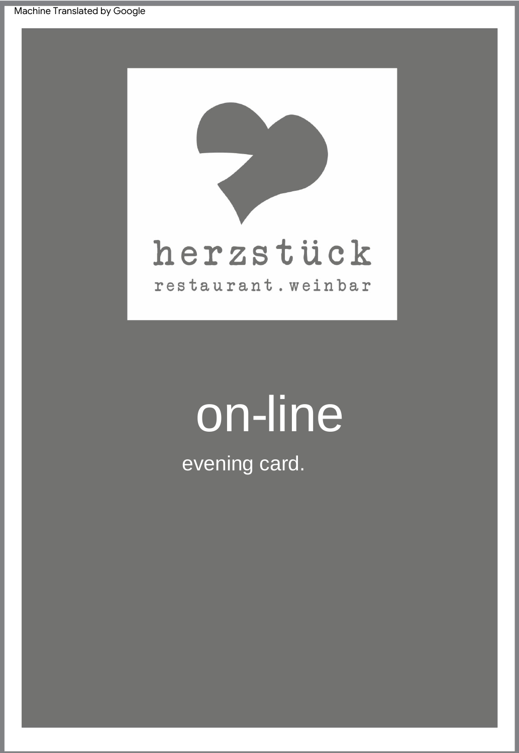# herzstück

restaurant.weinbar

## on-line

evening card.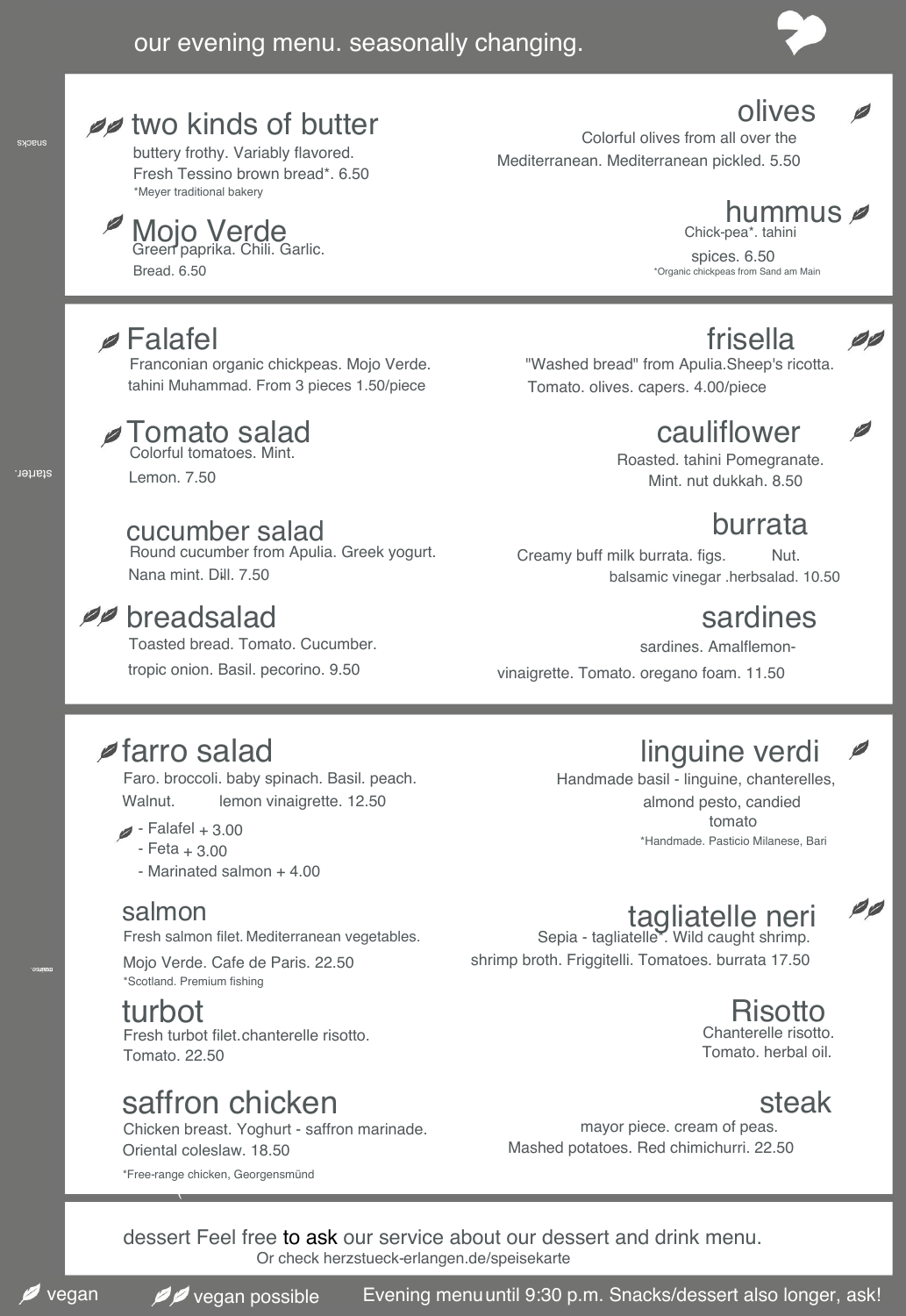# our evening menu. seasonally changing.

## snacks

### two kinds of butter 🍃🍃

buttery frothy. Variably flavored.
Fresh Tessino brown bread*. 6.50
*Meyer traditional bakery

### Mojo Verde 🍃

Green paprika. Chili. Garlic.
Bread. 6.50

### olives 🍃

Colorful olives from all over the Mediterranean. Mediterranean pickled. 5.50

### hummus 🍃

Chick-pea*. tahini
spices. 6.50
*Organic chickpeas from Sand am Main

## starter.

### Falafel 🍃

Franconian organic chickpeas. Mojo Verde.
tahini Muhammad. From 3 pieces 1.50/piece

### Tomato salad 🍃

Colorful tomatoes. Mint.
Lemon. 7.50

### cucumber salad

Round cucumber from Apulia. Greek yogurt.
Nana mint. Dill. 7.50

### breadsalad 🍃🍃

Toasted bread. Tomato. Cucumber.
tropic onion. Basil. pecorino. 9.50

### frisella 🍃🍃

"Washed bread" from Apulia.Sheep's ricotta.
Tomato. olives. capers. 4.00/piece

### cauliflower 🍃

Roasted. tahini Pomegranate.
Mint. nut dukkah. 8.50

### burrata

Creamy buff milk burrata. figs. Nut.
balsamic vinegar .herbsalad. 10.50

### sardines

sardines. Amalflemon-
vinaigrette. Tomato. oregano foam. 11.50

## mains

### farro salad 🍃

Faro. broccoli. baby spinach. Basil. peach.
Walnut. lemon vinaigrette. 12.50

- Falafel + 3.00 🍃
- Feta + 3.00
- Marinated salmon + 4.00

### salmon

Fresh salmon filet. Mediterranean vegetables.
Mojo Verde. Cafe de Paris. 22.50
*Scotland. Premium fishing

### turbot

Fresh turbot filet.chanterelle risotto.
Tomato. 22.50

### saffron chicken

Chicken breast. Yoghurt - saffron marinade.
Oriental coleslaw. 18.50
*Free-range chicken, Georgensmünd

### linguine verdi 🍃

Handmade basil - linguine, chanterelles,
almond pesto, candied
tomato
*Handmade. Pasticio Milanese, Bari

### tagliatelle neri 🍃🍃

Sepia - tagliatelle*. Wild caught shrimp.
shrimp broth. Friggitelli. Tomatoes. burrata 17.50

### Risotto

Chanterelle risotto.
Tomato. herbal oil.

### steak

mayor piece. cream of peas.
Mashed potatoes. Red chimichurri. 22.50

## dessert

dessert Feel free to ask our service about our dessert and drink menu.
Or check herzstueck-erlangen.de/speisekarte

🍃 vegan 🍃🍃 vegan possible Evening menu until 9:30 p.m. Snacks/dessert also longer, ask!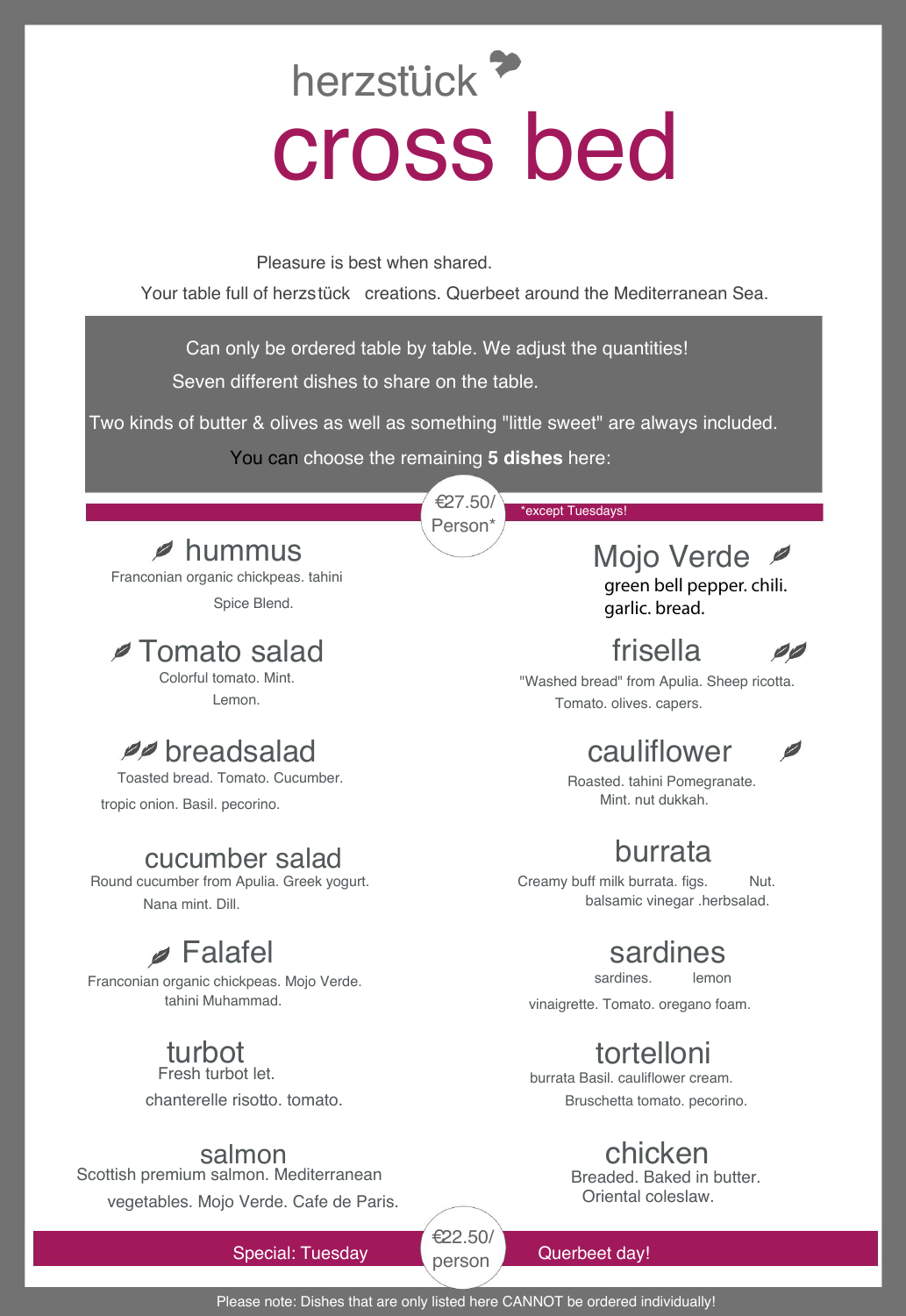herzstück

# cross bed

Pleasure is best when shared.

Your table full of herzstück creations. Querbeet around the Mediterranean Sea.

Can only be ordered table by table. We adjust the quantities!

Seven different dishes to share on the table.

Two kinds of butter & olives as well as something "little sweet" are always included.

You can choose the remaining **5 dishes** here:

€27.50/ Person*

*except Tuesdays!

## hummus
Franconian organic chickpeas. tahini

Spice Blend.

## Tomato salad
Colorful tomato. Mint.

Lemon.

## breadsalad
Toasted bread. Tomato. Cucumber.

tropic onion. Basil. pecorino.

## cucumber salad
Round cucumber from Apulia. Greek yogurt.

Nana mint. Dill.

## Falafel
Franconian organic chickpeas. Mojo Verde.

tahini Muhammad.

## turbot
Fresh turbot let.

chanterelle risotto. tomato.

## salmon
Scottish premium salmon. Mediterranean

vegetables. Mojo Verde. Cafe de Paris.

## Mojo Verde
green bell pepper. chili.

garlic. bread.

## frisella
"Washed bread" from Apulia. Sheep ricotta.

Tomato. olives. capers.

## cauliflower
Roasted. tahini Pomegranate.

Mint. nut dukkah.

## burrata
Creamy buff milk burrata. figs. Nut.

balsamic vinegar .herbsalad.

## sardines
sardines. lemon

vinaigrette. Tomato. oregano foam.

## tortelloni
burrata Basil. cauliflower cream.

Bruschetta tomato. pecorino.

## chicken
Breaded. Baked in butter.

Oriental coleslaw.

Special: Tuesday €22.50/ person Querbeet day!

Please note: Dishes that are only listed here CANNOT be ordered individually!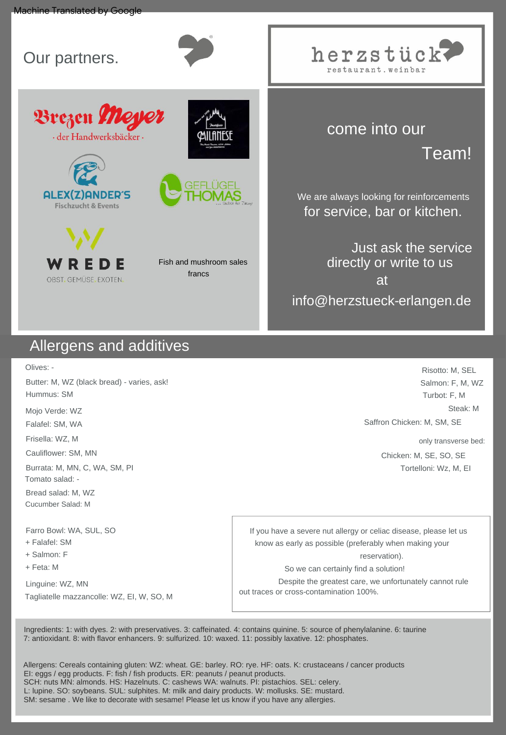Machine Translated by Google

## Our partners.

Brezen Meyer · der Handwerksbäcker ·

MILANESE

ALEX(Z)ANDER'S Fischzucht & Events

GEFLÜGEL THOMAS

WREDE OBST. GEMÜSE. EXOTEN.

Fish and mushroom sales francs

herzstück restaurant.weinbar

## come into our Team!

We are always looking for reinforcements for service, bar or kitchen.

Just ask the service directly or write to us at info@herzstueck-erlangen.de

## Allergens and additives

Olives: -

Butter: M, WZ (black bread) - varies, ask!

Hummus: SM

Mojo Verde: WZ

Falafel: SM, WA

Frisella: WZ, M

Cauliflower: SM, MN

Burrata: M, MN, C, WA, SM, PI

Tomato salad: -

Bread salad: M, WZ

Cucumber Salad: M

Farro Bowl: WA, SUL, SO

+ Falafel: SM

+ Salmon: F

+ Feta: M

Linguine: WZ, MN

Tagliatelle mazzancolle: WZ, EI, W, SO, M

Risotto: M, SEL

Salmon: F, M, WZ

Turbot: F, M

Steak: M

Saffron Chicken: M, SM, SE

only transverse bed:

Chicken: M, SE, SO, SE

Tortelloni: Wz, M, EI

If you have a severe nut allergy or celiac disease, please let us know as early as possible (preferably when making your reservation).

So we can certainly find a solution!

Despite the greatest care, we unfortunately cannot rule out traces or cross-contamination 100%.

Ingredients: 1: with dyes. 2: with preservatives. 3: caffeinated. 4: contains quinine. 5: source of phenylalanine. 6: taurine 7: antioxidant. 8: with flavor enhancers. 9: sulfurized. 10: waxed. 11: possibly laxative. 12: phosphates.

Allergens: Cereals containing gluten: WZ: wheat. GE: barley. RO: rye. HF: oats. K: crustaceans / cancer products EI: eggs / egg products. F: fish / fish products. ER: peanuts / peanut products. SCH: nuts MN: almonds. HS: Hazelnuts. C: cashews WA: walnuts. PI: pistachios. SEL: celery. L: lupine. SO: soybeans. SUL: sulphites. M: milk and dairy products. W: mollusks. SE: mustard. SM: sesame . We like to decorate with sesame! Please let us know if you have any allergies.